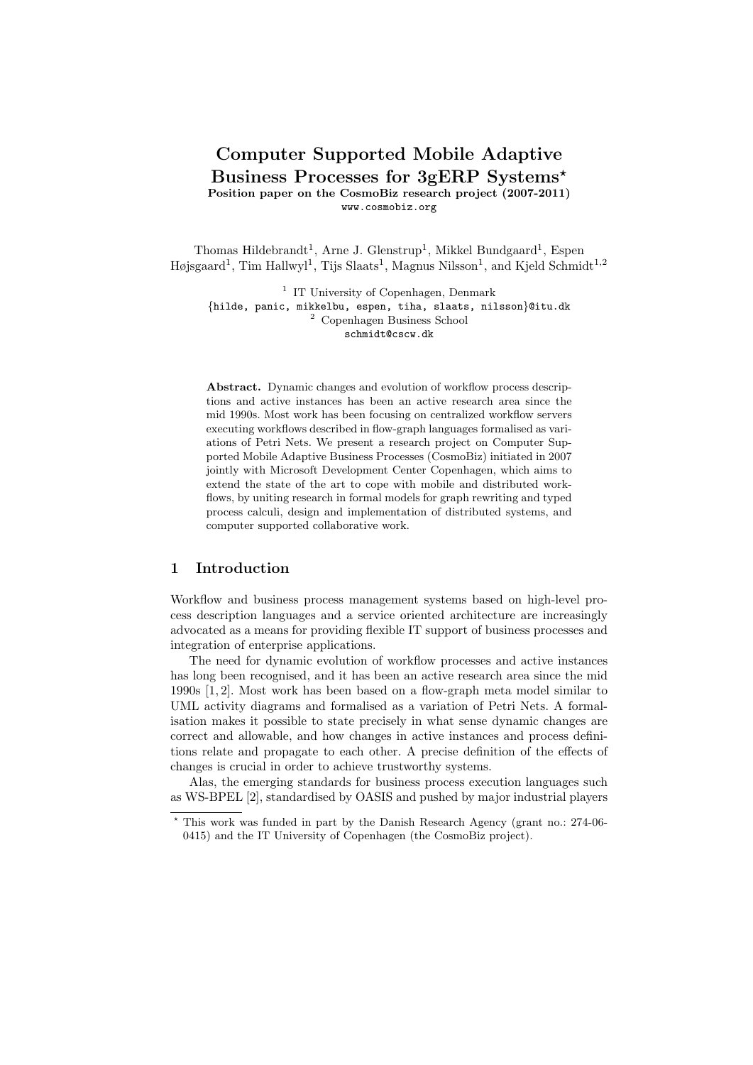# Computer Supported Mobile Adaptive Business Processes for 3gERP Systems*

**Position paper on the CosmoBiz research project (2007-2011)**

www.cosmobiz.org

Thomas Hildebrandt[1], Arne J. Glenstrup[1], Mikkel Bundgaard[1], Espen Højsgaard[1], Tim Hallwyl[1], Tijs Slaats[1], Magnus Nilsson[1], and Kjeld Schmidt[1,2]

[1] IT University of Copenhagen, Denmark
{hilde, panic, mikkelbu, espen, tiha, slaats, nilsson}@itu.dk
[2] Copenhagen Business School
schmidt@cscw.dk

**Abstract.** Dynamic changes and evolution of workflow process descriptions and active instances has been an active research area since the mid 1990s. Most work has been focusing on centralized workflow servers executing workflows described in flow-graph languages formalised as variations of Petri Nets. We present a research project on Computer Supported Mobile Adaptive Business Processes (CosmoBiz) initiated in 2007 jointly with Microsoft Development Center Copenhagen, which aims to extend the state of the art to cope with mobile and distributed workflows, by uniting research in formal models for graph rewriting and typed process calculi, design and implementation of distributed systems, and computer supported collaborative work.

## 1 Introduction

Workflow and business process management systems based on high-level process description languages and a service oriented architecture are increasingly advocated as a means for providing flexible IT support of business processes and integration of enterprise applications.

The need for dynamic evolution of workflow processes and active instances has long been recognised, and it has been an active research area since the mid 1990s [1, 2]. Most work has been based on a flow-graph meta model similar to UML activity diagrams and formalised as a variation of Petri Nets. A formalisation makes it possible to state precisely in what sense dynamic changes are correct and allowable, and how changes in active instances and process definitions relate and propagate to each other. A precise definition of the effects of changes is crucial in order to achieve trustworthy systems.

Alas, the emerging standards for business process execution languages such as WS-BPEL [2], standardised by OASIS and pushed by major industrial players

* This work was funded in part by the Danish Research Agency (grant no.: 274-06-0415) and the IT University of Copenhagen (the CosmoBiz project).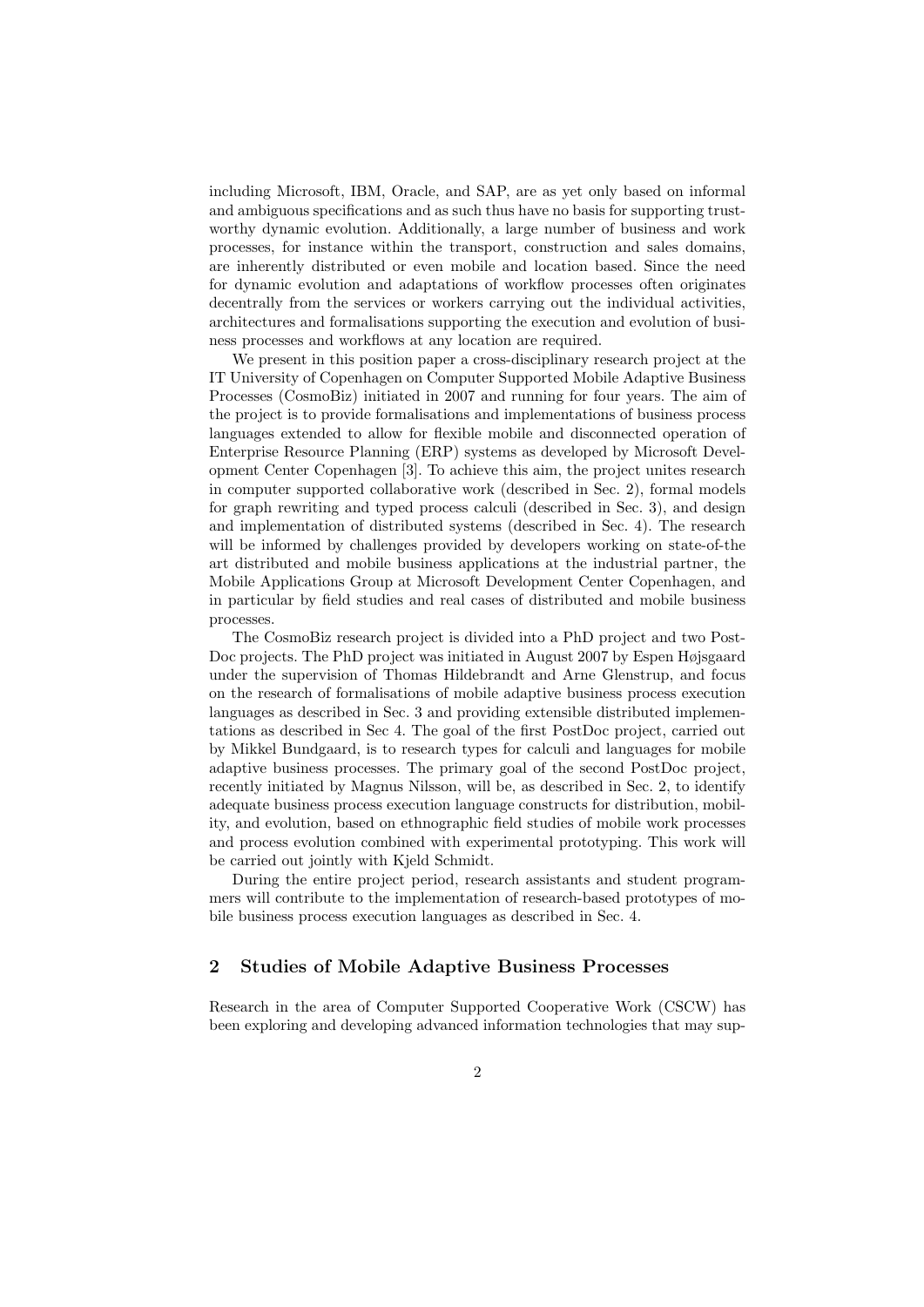including Microsoft, IBM, Oracle, and SAP, are as yet only based on informal and ambiguous specifications and as such thus have no basis for supporting trustworthy dynamic evolution. Additionally, a large number of business and work processes, for instance within the transport, construction and sales domains, are inherently distributed or even mobile and location based. Since the need for dynamic evolution and adaptations of workflow processes often originates decentrally from the services or workers carrying out the individual activities, architectures and formalisations supporting the execution and evolution of business processes and workflows at any location are required.

We present in this position paper a cross-disciplinary research project at the IT University of Copenhagen on Computer Supported Mobile Adaptive Business Processes (CosmoBiz) initiated in 2007 and running for four years. The aim of the project is to provide formalisations and implementations of business process languages extended to allow for flexible mobile and disconnected operation of Enterprise Resource Planning (ERP) systems as developed by Microsoft Development Center Copenhagen [3]. To achieve this aim, the project unites research in computer supported collaborative work (described in Sec. 2), formal models for graph rewriting and typed process calculi (described in Sec. 3), and design and implementation of distributed systems (described in Sec. 4). The research will be informed by challenges provided by developers working on state-of-the art distributed and mobile business applications at the industrial partner, the Mobile Applications Group at Microsoft Development Center Copenhagen, and in particular by field studies and real cases of distributed and mobile business processes.

The CosmoBiz research project is divided into a PhD project and two PostDoc projects. The PhD project was initiated in August 2007 by Espen Højsgaard under the supervision of Thomas Hildebrandt and Arne Glenstrup, and focus on the research of formalisations of mobile adaptive business process execution languages as described in Sec. 3 and providing extensible distributed implementations as described in Sec 4. The goal of the first PostDoc project, carried out by Mikkel Bundgaard, is to research types for calculi and languages for mobile adaptive business processes. The primary goal of the second PostDoc project, recently initiated by Magnus Nilsson, will be, as described in Sec. 2, to identify adequate business process execution language constructs for distribution, mobility, and evolution, based on ethnographic field studies of mobile work processes and process evolution combined with experimental prototyping. This work will be carried out jointly with Kjeld Schmidt.

During the entire project period, research assistants and student programmers will contribute to the implementation of research-based prototypes of mobile business process execution languages as described in Sec. 4.

## 2 Studies of Mobile Adaptive Business Processes

Research in the area of Computer Supported Cooperative Work (CSCW) has been exploring and developing advanced information technologies that may sup-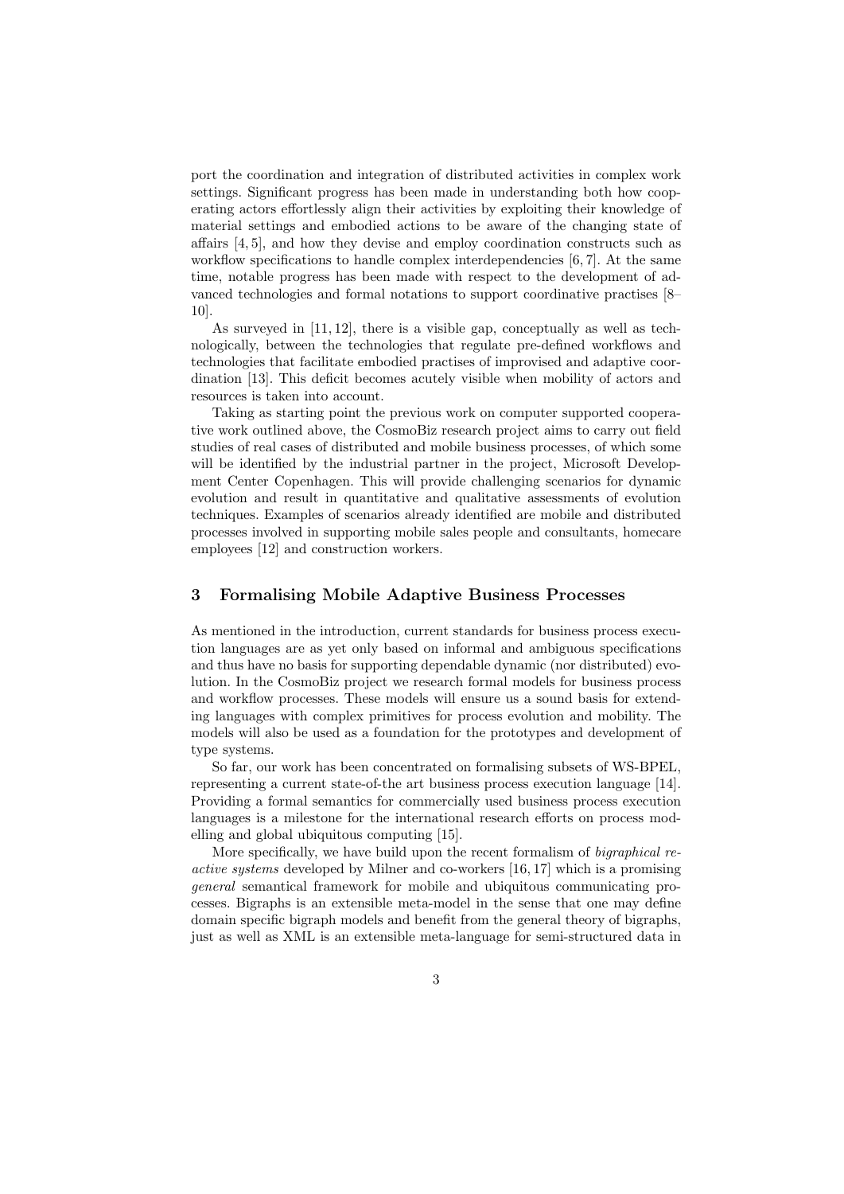port the coordination and integration of distributed activities in complex work settings. Significant progress has been made in understanding both how cooperating actors effortlessly align their activities by exploiting their knowledge of material settings and embodied actions to be aware of the changing state of affairs [4, 5], and how they devise and employ coordination constructs such as workflow specifications to handle complex interdependencies [6, 7]. At the same time, notable progress has been made with respect to the development of advanced technologies and formal notations to support coordinative practises [8–10].

As surveyed in [11, 12], there is a visible gap, conceptually as well as technologically, between the technologies that regulate pre-defined workflows and technologies that facilitate embodied practises of improvised and adaptive coordination [13]. This deficit becomes acutely visible when mobility of actors and resources is taken into account.

Taking as starting point the previous work on computer supported cooperative work outlined above, the CosmoBiz research project aims to carry out field studies of real cases of distributed and mobile business processes, of which some will be identified by the industrial partner in the project, Microsoft Development Center Copenhagen. This will provide challenging scenarios for dynamic evolution and result in quantitative and qualitative assessments of evolution techniques. Examples of scenarios already identified are mobile and distributed processes involved in supporting mobile sales people and consultants, homecare employees [12] and construction workers.

## 3 Formalising Mobile Adaptive Business Processes

As mentioned in the introduction, current standards for business process execution languages are as yet only based on informal and ambiguous specifications and thus have no basis for supporting dependable dynamic (nor distributed) evolution. In the CosmoBiz project we research formal models for business process and workflow processes. These models will ensure us a sound basis for extending languages with complex primitives for process evolution and mobility. The models will also be used as a foundation for the prototypes and development of type systems.

So far, our work has been concentrated on formalising subsets of WS-BPEL, representing a current state-of-the art business process execution language [14]. Providing a formal semantics for commercially used business process execution languages is a milestone for the international research efforts on process modelling and global ubiquitous computing [15].

More specifically, we have build upon the recent formalism of *bigraphical reactive systems* developed by Milner and co-workers [16, 17] which is a promising *general* semantical framework for mobile and ubiquitous communicating processes. Bigraphs is an extensible meta-model in the sense that one may define domain specific bigraph models and benefit from the general theory of bigraphs, just as well as XML is an extensible meta-language for semi-structured data in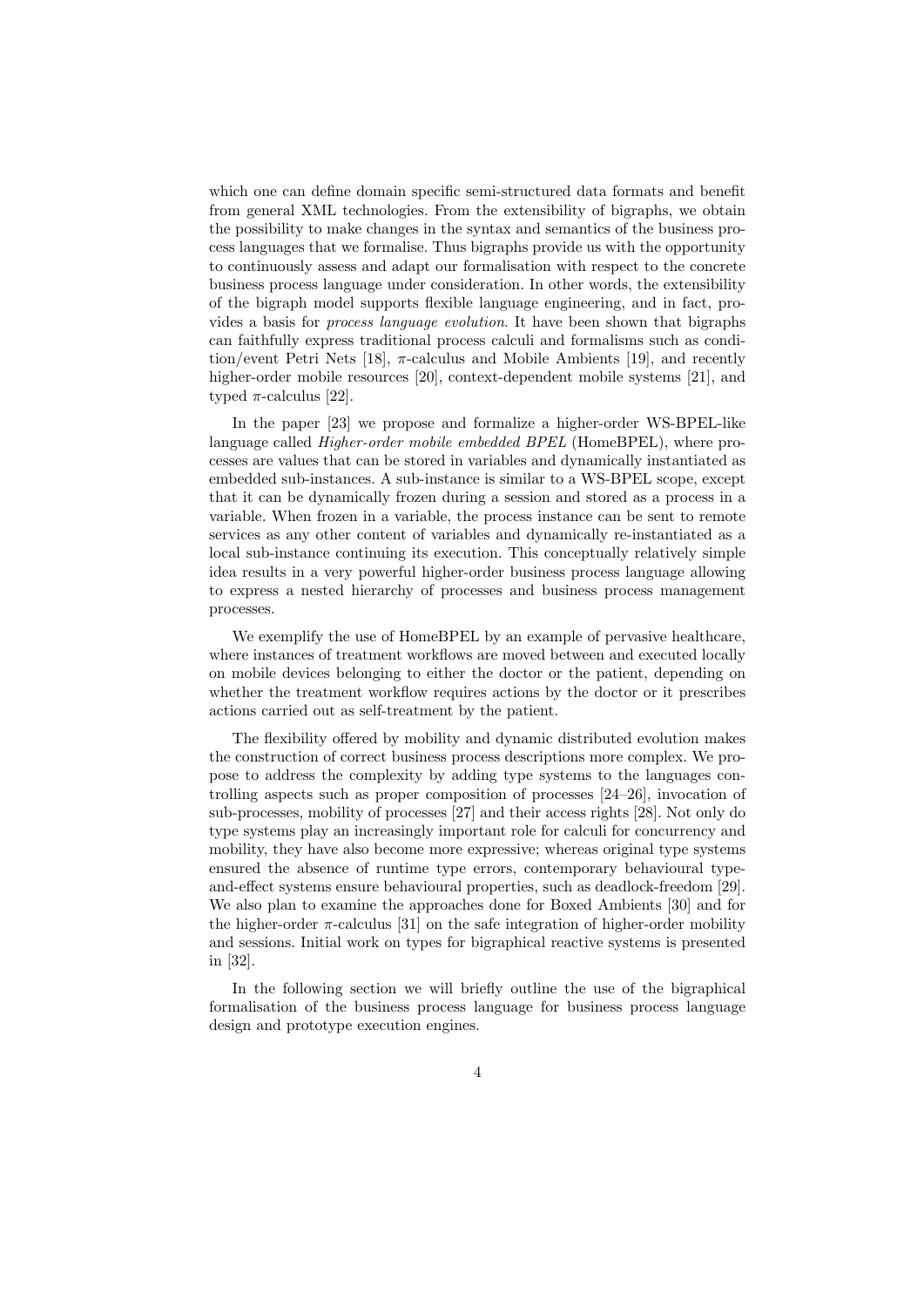which one can define domain specific semi-structured data formats and benefit from general XML technologies. From the extensibility of bigraphs, we obtain the possibility to make changes in the syntax and semantics of the business process languages that we formalise. Thus bigraphs provide us with the opportunity to continuously assess and adapt our formalisation with respect to the concrete business process language under consideration. In other words, the extensibility of the bigraph model supports flexible language engineering, and in fact, provides a basis for *process language evolution*. It have been shown that bigraphs can faithfully express traditional process calculi and formalisms such as condition/event Petri Nets [18], $\pi$-calculus and Mobile Ambients [19], and recently higher-order mobile resources [20], context-dependent mobile systems [21], and typed $\pi$-calculus [22].

In the paper [23] we propose and formalize a higher-order WS-BPEL-like language called *Higher-order mobile embedded BPEL* (HomeBPEL), where processes are values that can be stored in variables and dynamically instantiated as embedded sub-instances. A sub-instance is similar to a WS-BPEL scope, except that it can be dynamically frozen during a session and stored as a process in a variable. When frozen in a variable, the process instance can be sent to remote services as any other content of variables and dynamically re-instantiated as a local sub-instance continuing its execution. This conceptually relatively simple idea results in a very powerful higher-order business process language allowing to express a nested hierarchy of processes and business process management processes.

We exemplify the use of HomeBPEL by an example of pervasive healthcare, where instances of treatment workflows are moved between and executed locally on mobile devices belonging to either the doctor or the patient, depending on whether the treatment workflow requires actions by the doctor or it prescribes actions carried out as self-treatment by the patient.

The flexibility offered by mobility and dynamic distributed evolution makes the construction of correct business process descriptions more complex. We propose to address the complexity by adding type systems to the languages controlling aspects such as proper composition of processes [24–26], invocation of sub-processes, mobility of processes [27] and their access rights [28]. Not only do type systems play an increasingly important role for calculi for concurrency and mobility, they have also become more expressive; whereas original type systems ensured the absence of runtime type errors, contemporary behavioural type-and-effect systems ensure behavioural properties, such as deadlock-freedom [29]. We also plan to examine the approaches done for Boxed Ambients [30] and for the higher-order $\pi$-calculus [31] on the safe integration of higher-order mobility and sessions. Initial work on types for bigraphical reactive systems is presented in [32].

In the following section we will briefly outline the use of the bigraphical formalisation of the business process language for business process language design and prototype execution engines.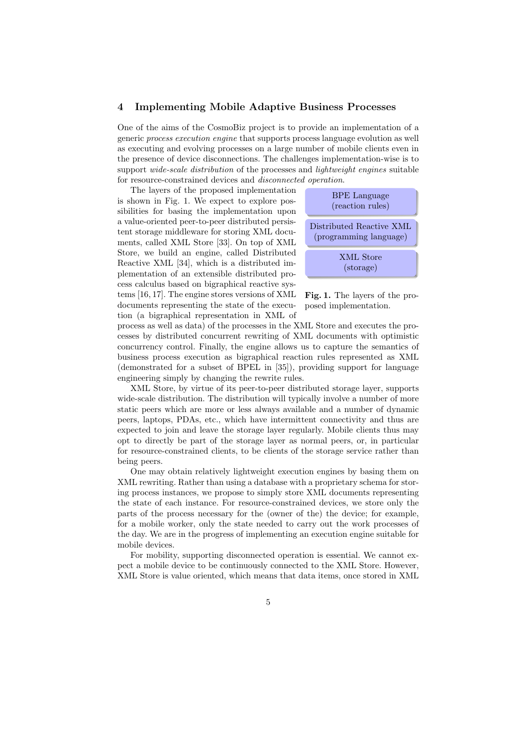## 4 Implementing Mobile Adaptive Business Processes

One of the aims of the CosmoBiz project is to provide an implementation of a generic *process execution engine* that supports process language evolution as well as executing and evolving processes on a large number of mobile clients even in the presence of device disconnections. The challenges implementation-wise is to support *wide-scale distribution* of the processes and *lightweight engines* suitable for resource-constrained devices and *disconnected operation*.

The layers of the proposed implementation is shown in Fig. 1. We expect to explore possibilities for basing the implementation upon a value-oriented peer-to-peer distributed persistent storage middleware for storing XML documents, called XML Store [33]. On top of XML Store, we build an engine, called Distributed Reactive XML [34], which is a distributed implementation of an extensible distributed process calculus based on bigraphical reactive systems [16, 17]. The engine stores versions of XML documents representing the state of the execution (a bigraphical representation in XML of process as well as data) of the processes in the XML Store and executes the processes by distributed concurrent rewriting of XML documents with optimistic concurrency control. Finally, the engine allows us to capture the semantics of business process execution as bigraphical reaction rules represented as XML (demonstrated for a subset of BPEL in [35]), providing support for language engineering simply by changing the rewrite rules.

| BPE Language (reaction rules) |
| --- |
| Distributed Reactive XML (programming language) |
| XML Store (storage) |

**Fig. 1.** The layers of the proposed implementation.

XML Store, by virtue of its peer-to-peer distributed storage layer, supports wide-scale distribution. The distribution will typically involve a number of more static peers which are more or less always available and a number of dynamic peers, laptops, PDAs, etc., which have intermittent connectivity and thus are expected to join and leave the storage layer regularly. Mobile clients thus may opt to directly be part of the storage layer as normal peers, or, in particular for resource-constrained clients, to be clients of the storage service rather than being peers.

One may obtain relatively lightweight execution engines by basing them on XML rewriting. Rather than using a database with a proprietary schema for storing process instances, we propose to simply store XML documents representing the state of each instance. For resource-constrained devices, we store only the parts of the process necessary for the (owner of the) the device; for example, for a mobile worker, only the state needed to carry out the work processes of the day. We are in the progress of implementing an execution engine suitable for mobile devices.

For mobility, supporting disconnected operation is essential. We cannot expect a mobile device to be continuously connected to the XML Store. However, XML Store is value oriented, which means that data items, once stored in XML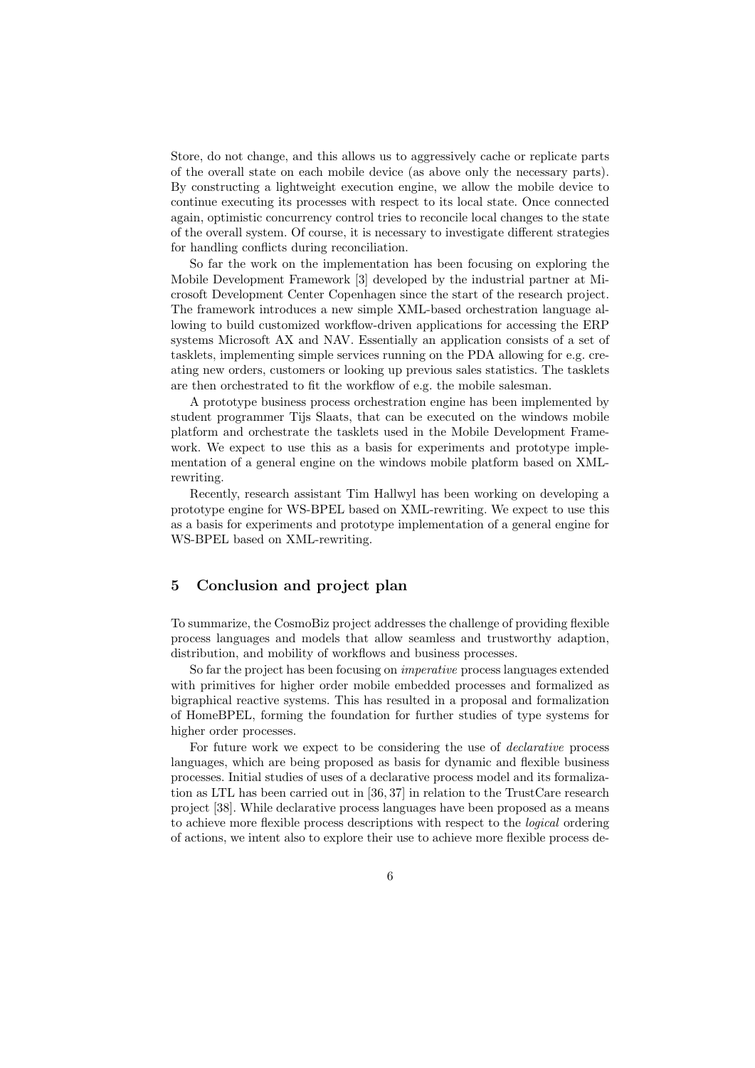Store, do not change, and this allows us to aggressively cache or replicate parts of the overall state on each mobile device (as above only the necessary parts). By constructing a lightweight execution engine, we allow the mobile device to continue executing its processes with respect to its local state. Once connected again, optimistic concurrency control tries to reconcile local changes to the state of the overall system. Of course, it is necessary to investigate different strategies for handling conflicts during reconciliation.

So far the work on the implementation has been focusing on exploring the Mobile Development Framework [3] developed by the industrial partner at Microsoft Development Center Copenhagen since the start of the research project. The framework introduces a new simple XML-based orchestration language allowing to build customized workflow-driven applications for accessing the ERP systems Microsoft AX and NAV. Essentially an application consists of a set of tasklets, implementing simple services running on the PDA allowing for e.g. creating new orders, customers or looking up previous sales statistics. The tasklets are then orchestrated to fit the workflow of e.g. the mobile salesman.

A prototype business process orchestration engine has been implemented by student programmer Tijs Slaats, that can be executed on the windows mobile platform and orchestrate the tasklets used in the Mobile Development Framework. We expect to use this as a basis for experiments and prototype implementation of a general engine on the windows mobile platform based on XML-rewriting.

Recently, research assistant Tim Hallwyl has been working on developing a prototype engine for WS-BPEL based on XML-rewriting. We expect to use this as a basis for experiments and prototype implementation of a general engine for WS-BPEL based on XML-rewriting.

## 5 Conclusion and project plan

To summarize, the CosmoBiz project addresses the challenge of providing flexible process languages and models that allow seamless and trustworthy adaption, distribution, and mobility of workflows and business processes.

So far the project has been focusing on *imperative* process languages extended with primitives for higher order mobile embedded processes and formalized as bigraphical reactive systems. This has resulted in a proposal and formalization of HomeBPEL, forming the foundation for further studies of type systems for higher order processes.

For future work we expect to be considering the use of *declarative* process languages, which are being proposed as basis for dynamic and flexible business processes. Initial studies of uses of a declarative process model and its formalization as LTL has been carried out in [36, 37] in relation to the TrustCare research project [38]. While declarative process languages have been proposed as a means to achieve more flexible process descriptions with respect to the *logical* ordering of actions, we intent also to explore their use to achieve more flexible process de-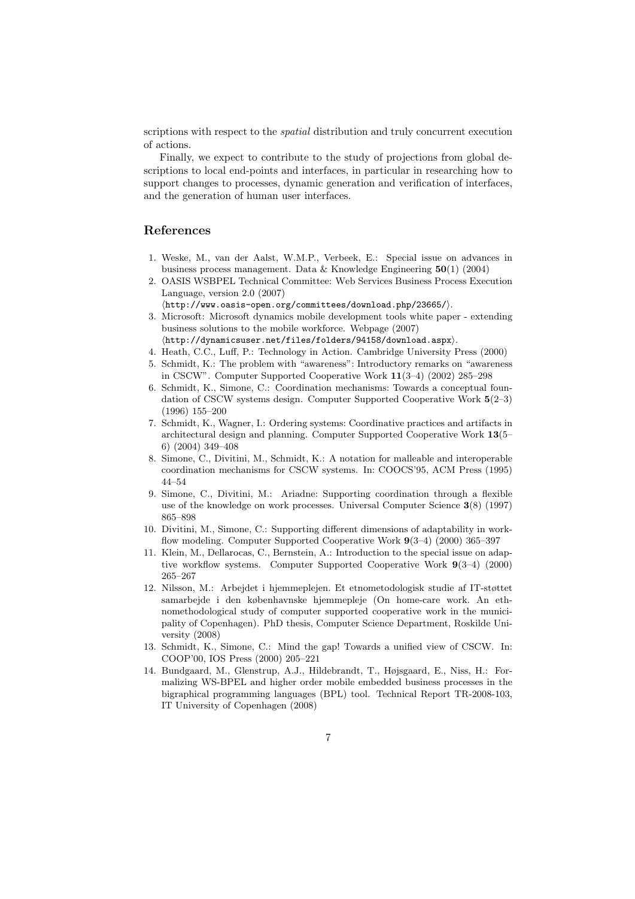scriptions with respect to the *spatial* distribution and truly concurrent execution of actions.

Finally, we expect to contribute to the study of projections from global descriptions to local end-points and interfaces, in particular in researching how to support changes to processes, dynamic generation and verification of interfaces, and the generation of human user interfaces.

## References

1. Weske, M., van der Aalst, W.M.P., Verbeek, E.: Special issue on advances in business process management. Data & Knowledge Engineering **50**(1) (2004)
2. OASIS WSBPEL Technical Committee: Web Services Business Process Execution Language, version 2.0 (2007) ⟨`http://www.oasis-open.org/committees/download.php/23665/`⟩.
3. Microsoft: Microsoft dynamics mobile development tools white paper - extending business solutions to the mobile workforce. Webpage (2007) ⟨`http://dynamicsuser.net/files/folders/94158/download.aspx`⟩.
4. Heath, C.C., Luff, P.: Technology in Action. Cambridge University Press (2000)
5. Schmidt, K.: The problem with "awareness": Introductory remarks on "awareness in CSCW". Computer Supported Cooperative Work **11**(3–4) (2002) 285–298
6. Schmidt, K., Simone, C.: Coordination mechanisms: Towards a conceptual foundation of CSCW systems design. Computer Supported Cooperative Work **5**(2–3) (1996) 155–200
7. Schmidt, K., Wagner, I.: Ordering systems: Coordinative practices and artifacts in architectural design and planning. Computer Supported Cooperative Work **13**(5–6) (2004) 349–408
8. Simone, C., Divitini, M., Schmidt, K.: A notation for malleable and interoperable coordination mechanisms for CSCW systems. In: COOCS'95, ACM Press (1995) 44–54
9. Simone, C., Divitini, M.: Ariadne: Supporting coordination through a flexible use of the knowledge on work processes. Universal Computer Science **3**(8) (1997) 865–898
10. Divitini, M., Simone, C.: Supporting different dimensions of adaptability in workflow modeling. Computer Supported Cooperative Work **9**(3–4) (2000) 365–397
11. Klein, M., Dellarocas, C., Bernstein, A.: Introduction to the special issue on adaptive workflow systems. Computer Supported Cooperative Work **9**(3–4) (2000) 265–267
12. Nilsson, M.: Arbejdet i hjemmeplejen. Et etnometodologisk studie af IT-støttet samarbejde i den københavnske hjemmepleje (On home-care work. An ethnomethodological study of computer supported cooperative work in the municipality of Copenhagen). PhD thesis, Computer Science Department, Roskilde University (2008)
13. Schmidt, K., Simone, C.: Mind the gap! Towards a unified view of CSCW. In: COOP'00, IOS Press (2000) 205–221
14. Bundgaard, M., Glenstrup, A.J., Hildebrandt, T., Højsgaard, E., Niss, H.: Formalizing WS-BPEL and higher order mobile embedded business processes in the bigraphical programming languages (BPL) tool. Technical Report TR-2008-103, IT University of Copenhagen (2008)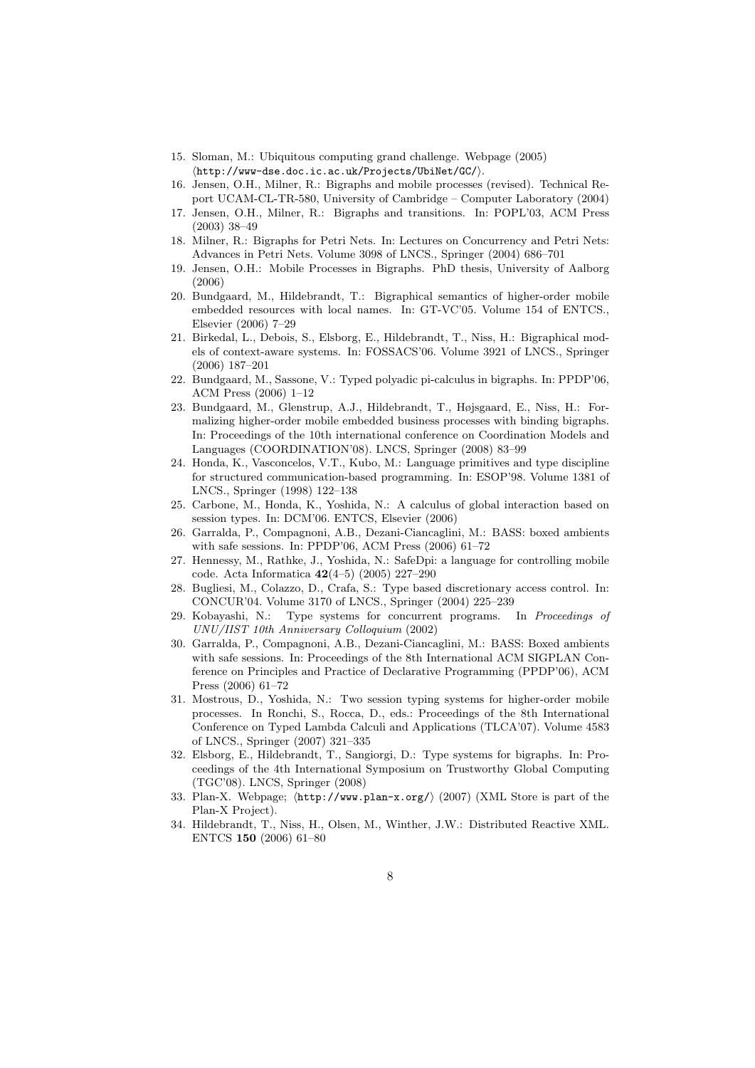15. Sloman, M.: Ubiquitous computing grand challenge. Webpage (2005) ⟨http://www-dse.doc.ic.ac.uk/Projects/UbiNet/GC/⟩.
16. Jensen, O.H., Milner, R.: Bigraphs and mobile processes (revised). Technical Report UCAM-CL-TR-580, University of Cambridge – Computer Laboratory (2004)
17. Jensen, O.H., Milner, R.: Bigraphs and transitions. In: POPL'03, ACM Press (2003) 38–49
18. Milner, R.: Bigraphs for Petri Nets. In: Lectures on Concurrency and Petri Nets: Advances in Petri Nets. Volume 3098 of LNCS., Springer (2004) 686–701
19. Jensen, O.H.: Mobile Processes in Bigraphs. PhD thesis, University of Aalborg (2006)
20. Bundgaard, M., Hildebrandt, T.: Bigraphical semantics of higher-order mobile embedded resources with local names. In: GT-VC'05. Volume 154 of ENTCS., Elsevier (2006) 7–29
21. Birkedal, L., Debois, S., Elsborg, E., Hildebrandt, T., Niss, H.: Bigraphical models of context-aware systems. In: FOSSACS'06. Volume 3921 of LNCS., Springer (2006) 187–201
22. Bundgaard, M., Sassone, V.: Typed polyadic pi-calculus in bigraphs. In: PPDP'06, ACM Press (2006) 1–12
23. Bundgaard, M., Glenstrup, A.J., Hildebrandt, T., Højsgaard, E., Niss, H.: Formalizing higher-order mobile embedded business processes with binding bigraphs. In: Proceedings of the 10th international conference on Coordination Models and Languages (COORDINATION'08). LNCS, Springer (2008) 83–99
24. Honda, K., Vasconcelos, V.T., Kubo, M.: Language primitives and type discipline for structured communication-based programming. In: ESOP'98. Volume 1381 of LNCS., Springer (1998) 122–138
25. Carbone, M., Honda, K., Yoshida, N.: A calculus of global interaction based on session types. In: DCM'06. ENTCS, Elsevier (2006)
26. Garralda, P., Compagnoni, A.B., Dezani-Ciancaglini, M.: BASS: boxed ambients with safe sessions. In: PPDP'06, ACM Press (2006) 61–72
27. Hennessy, M., Rathke, J., Yoshida, N.: SafeDpi: a language for controlling mobile code. Acta Informatica **42**(4–5) (2005) 227–290
28. Bugliesi, M., Colazzo, D., Crafa, S.: Type based discretionary access control. In: CONCUR'04. Volume 3170 of LNCS., Springer (2004) 225–239
29. Kobayashi, N.: Type systems for concurrent programs. In *Proceedings of UNU/IIST 10th Anniversary Colloquium* (2002)
30. Garralda, P., Compagnoni, A.B., Dezani-Ciancaglini, M.: BASS: Boxed ambients with safe sessions. In: Proceedings of the 8th International ACM SIGPLAN Conference on Principles and Practice of Declarative Programming (PPDP'06), ACM Press (2006) 61–72
31. Mostrous, D., Yoshida, N.: Two session typing systems for higher-order mobile processes. In Ronchi, S., Rocca, D., eds.: Proceedings of the 8th International Conference on Typed Lambda Calculi and Applications (TLCA'07). Volume 4583 of LNCS., Springer (2007) 321–335
32. Elsborg, E., Hildebrandt, T., Sangiorgi, D.: Type systems for bigraphs. In: Proceedings of the 4th International Symposium on Trustworthy Global Computing (TGC'08). LNCS, Springer (2008)
33. Plan-X. Webpage; ⟨http://www.plan-x.org/⟩ (2007) (XML Store is part of the Plan-X Project).
34. Hildebrandt, T., Niss, H., Olsen, M., Winther, J.W.: Distributed Reactive XML. ENTCS **150** (2006) 61–80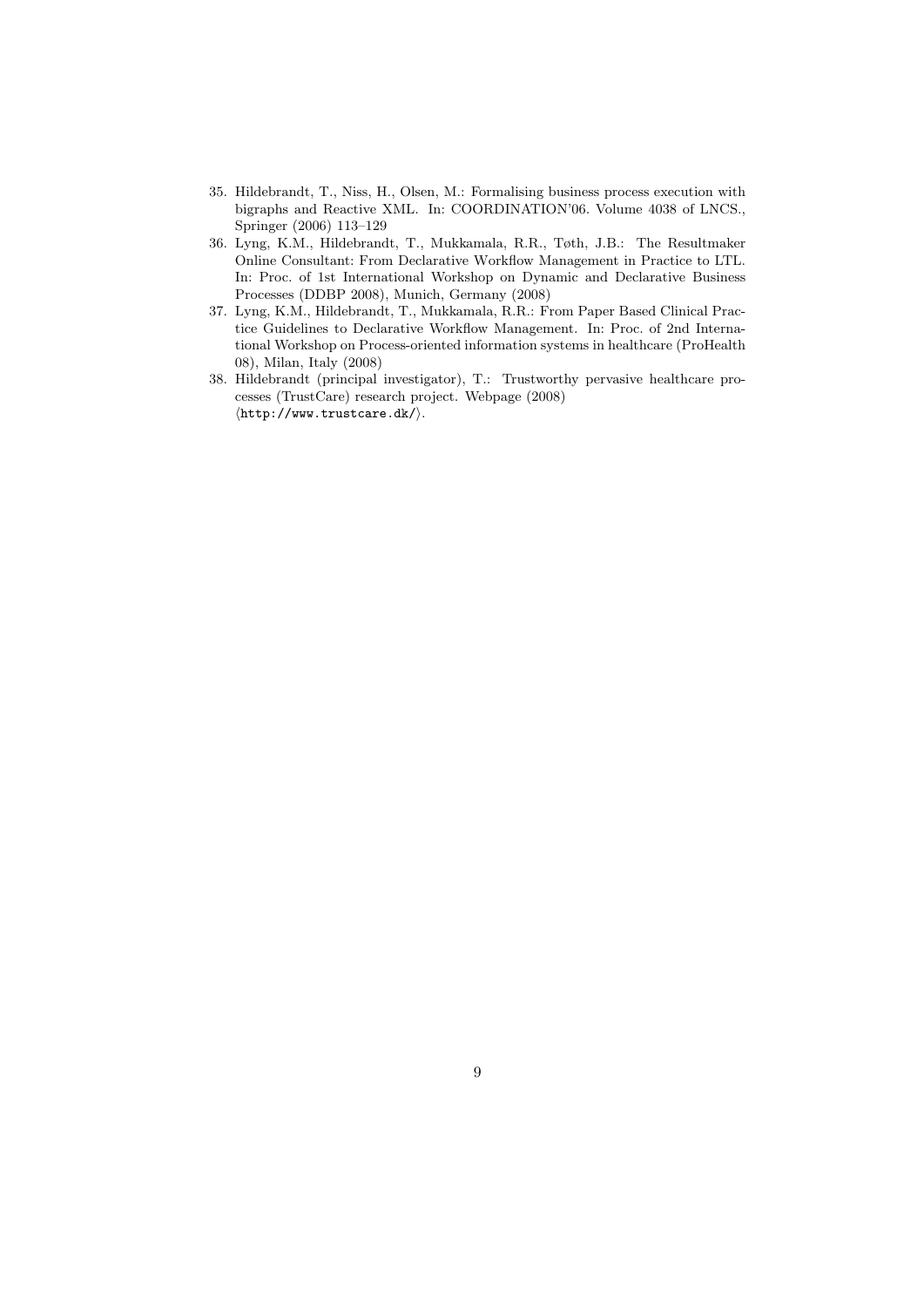35. Hildebrandt, T., Niss, H., Olsen, M.: Formalising business process execution with bigraphs and Reactive XML. In: COORDINATION'06. Volume 4038 of LNCS., Springer (2006) 113–129
36. Lyng, K.M., Hildebrandt, T., Mukkamala, R.R., Tøth, J.B.: The Resultmaker Online Consultant: From Declarative Workflow Management in Practice to LTL. In: Proc. of 1st International Workshop on Dynamic and Declarative Business Processes (DDBP 2008), Munich, Germany (2008)
37. Lyng, K.M., Hildebrandt, T., Mukkamala, R.R.: From Paper Based Clinical Practice Guidelines to Declarative Workflow Management. In: Proc. of 2nd International Workshop on Process-oriented information systems in healthcare (ProHealth 08), Milan, Italy (2008)
38. Hildebrandt (principal investigator), T.: Trustworthy pervasive healthcare processes (TrustCare) research project. Webpage (2008) ⟨http://www.trustcare.dk/⟩.